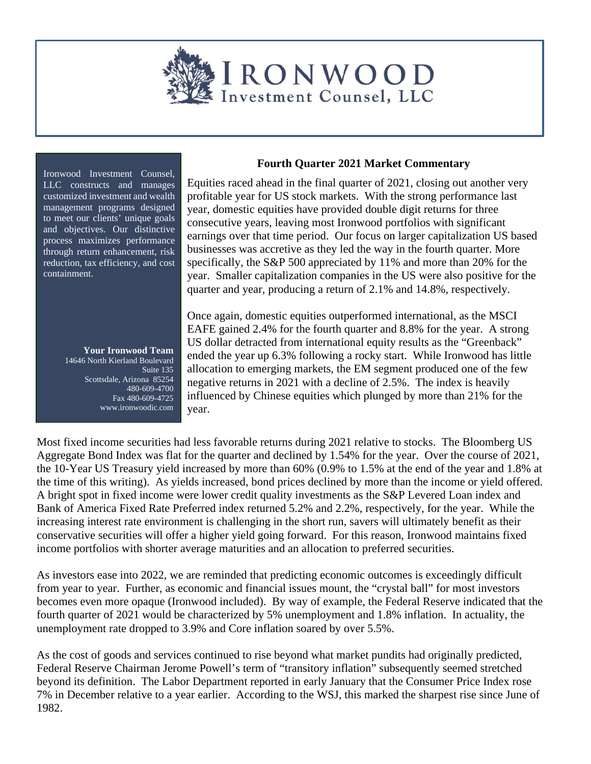# IRONWOOD Investment Counsel, LLC

Ironwood Investment Counsel, LLC constructs and manages customized investment and wealth management programs designed to meet our clients' unique goals and objectives. Our distinctive process maximizes performance through return enhancement, risk reduction, tax efficiency, and cost containment.

**Your Ironwood Team**
14646 North Kierland Boulevard
Suite 135
Scottsdale, Arizona 85254
480-609-4700
Fax 480-609-4725
www.ironwoodic.com

## Fourth Quarter 2021 Market Commentary

Equities raced ahead in the final quarter of 2021, closing out another very profitable year for US stock markets. With the strong performance last year, domestic equities have provided double digit returns for three consecutive years, leaving most Ironwood portfolios with significant earnings over that time period. Our focus on larger capitalization US based businesses was accretive as they led the way in the fourth quarter. More specifically, the S&P 500 appreciated by 11% and more than 20% for the year. Smaller capitalization companies in the US were also positive for the quarter and year, producing a return of 2.1% and 14.8%, respectively.

Once again, domestic equities outperformed international, as the MSCI EAFE gained 2.4% for the fourth quarter and 8.8% for the year. A strong US dollar detracted from international equity results as the "Greenback" ended the year up 6.3% following a rocky start. While Ironwood has little allocation to emerging markets, the EM segment produced one of the few negative returns in 2021 with a decline of 2.5%. The index is heavily influenced by Chinese equities which plunged by more than 21% for the year.

Most fixed income securities had less favorable returns during 2021 relative to stocks. The Bloomberg US Aggregate Bond Index was flat for the quarter and declined by 1.54% for the year. Over the course of 2021, the 10-Year US Treasury yield increased by more than 60% (0.9% to 1.5% at the end of the year and 1.8% at the time of this writing). As yields increased, bond prices declined by more than the income or yield offered. A bright spot in fixed income were lower credit quality investments as the S&P Levered Loan index and Bank of America Fixed Rate Preferred index returned 5.2% and 2.2%, respectively, for the year. While the increasing interest rate environment is challenging in the short run, savers will ultimately benefit as their conservative securities will offer a higher yield going forward. For this reason, Ironwood maintains fixed income portfolios with shorter average maturities and an allocation to preferred securities.

As investors ease into 2022, we are reminded that predicting economic outcomes is exceedingly difficult from year to year. Further, as economic and financial issues mount, the "crystal ball" for most investors becomes even more opaque (Ironwood included). By way of example, the Federal Reserve indicated that the fourth quarter of 2021 would be characterized by 5% unemployment and 1.8% inflation. In actuality, the unemployment rate dropped to 3.9% and Core inflation soared by over 5.5%.

As the cost of goods and services continued to rise beyond what market pundits had originally predicted, Federal Reserve Chairman Jerome Powell's term of "transitory inflation" subsequently seemed stretched beyond its definition. The Labor Department reported in early January that the Consumer Price Index rose 7% in December relative to a year earlier. According to the WSJ, this marked the sharpest rise since June of 1982.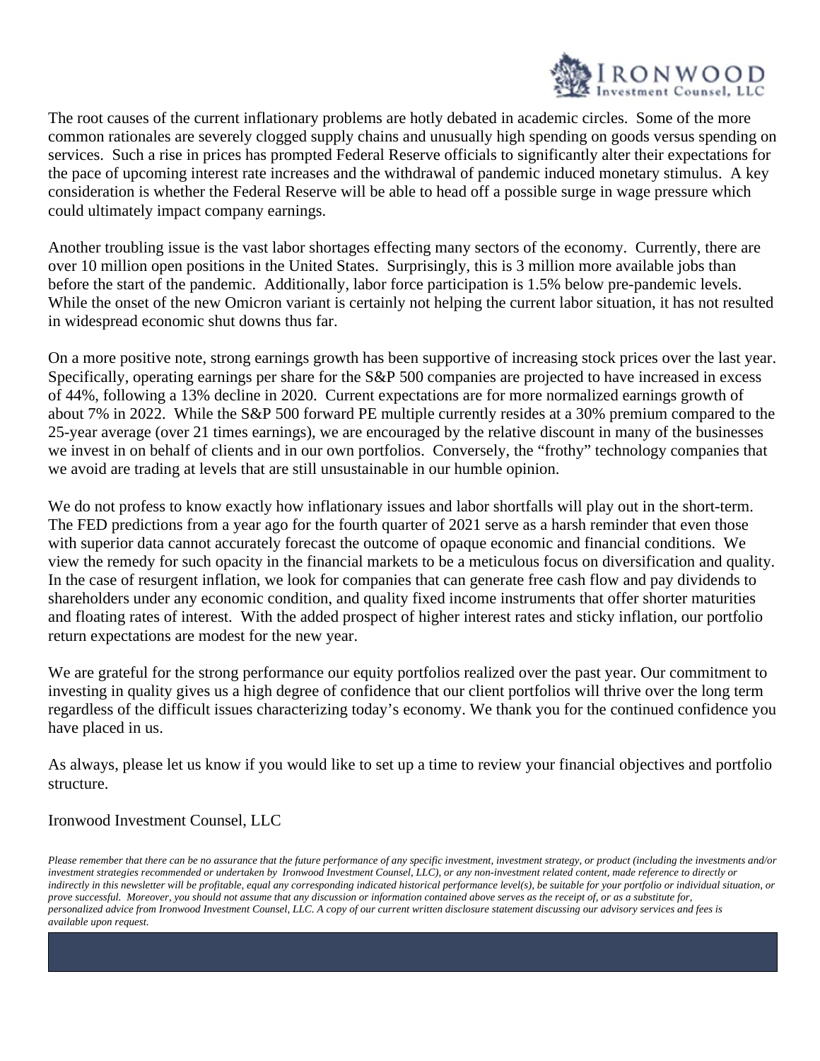The root causes of the current inflationary problems are hotly debated in academic circles. Some of the more common rationales are severely clogged supply chains and unusually high spending on goods versus spending on services. Such a rise in prices has prompted Federal Reserve officials to significantly alter their expectations for the pace of upcoming interest rate increases and the withdrawal of pandemic induced monetary stimulus. A key consideration is whether the Federal Reserve will be able to head off a possible surge in wage pressure which could ultimately impact company earnings.

Another troubling issue is the vast labor shortages effecting many sectors of the economy. Currently, there are over 10 million open positions in the United States. Surprisingly, this is 3 million more available jobs than before the start of the pandemic. Additionally, labor force participation is 1.5% below pre-pandemic levels. While the onset of the new Omicron variant is certainly not helping the current labor situation, it has not resulted in widespread economic shut downs thus far.

On a more positive note, strong earnings growth has been supportive of increasing stock prices over the last year. Specifically, operating earnings per share for the S&P 500 companies are projected to have increased in excess of 44%, following a 13% decline in 2020. Current expectations are for more normalized earnings growth of about 7% in 2022. While the S&P 500 forward PE multiple currently resides at a 30% premium compared to the 25-year average (over 21 times earnings), we are encouraged by the relative discount in many of the businesses we invest in on behalf of clients and in our own portfolios. Conversely, the "frothy" technology companies that we avoid are trading at levels that are still unsustainable in our humble opinion.

We do not profess to know exactly how inflationary issues and labor shortfalls will play out in the short-term. The FED predictions from a year ago for the fourth quarter of 2021 serve as a harsh reminder that even those with superior data cannot accurately forecast the outcome of opaque economic and financial conditions. We view the remedy for such opacity in the financial markets to be a meticulous focus on diversification and quality. In the case of resurgent inflation, we look for companies that can generate free cash flow and pay dividends to shareholders under any economic condition, and quality fixed income instruments that offer shorter maturities and floating rates of interest. With the added prospect of higher interest rates and sticky inflation, our portfolio return expectations are modest for the new year.

We are grateful for the strong performance our equity portfolios realized over the past year. Our commitment to investing in quality gives us a high degree of confidence that our client portfolios will thrive over the long term regardless of the difficult issues characterizing today's economy. We thank you for the continued confidence you have placed in us.

As always, please let us know if you would like to set up a time to review your financial objectives and portfolio structure.

Ironwood Investment Counsel, LLC

*Please remember that there can be no assurance that the future performance of any specific investment, investment strategy, or product (including the investments and/or investment strategies recommended or undertaken by Ironwood Investment Counsel, LLC), or any non-investment related content, made reference to directly or indirectly in this newsletter will be profitable, equal any corresponding indicated historical performance level(s), be suitable for your portfolio or individual situation, or prove successful. Moreover, you should not assume that any discussion or information contained above serves as the receipt of, or as a substitute for, personalized advice from Ironwood Investment Counsel, LLC. A copy of our current written disclosure statement discussing our advisory services and fees is available upon request.*